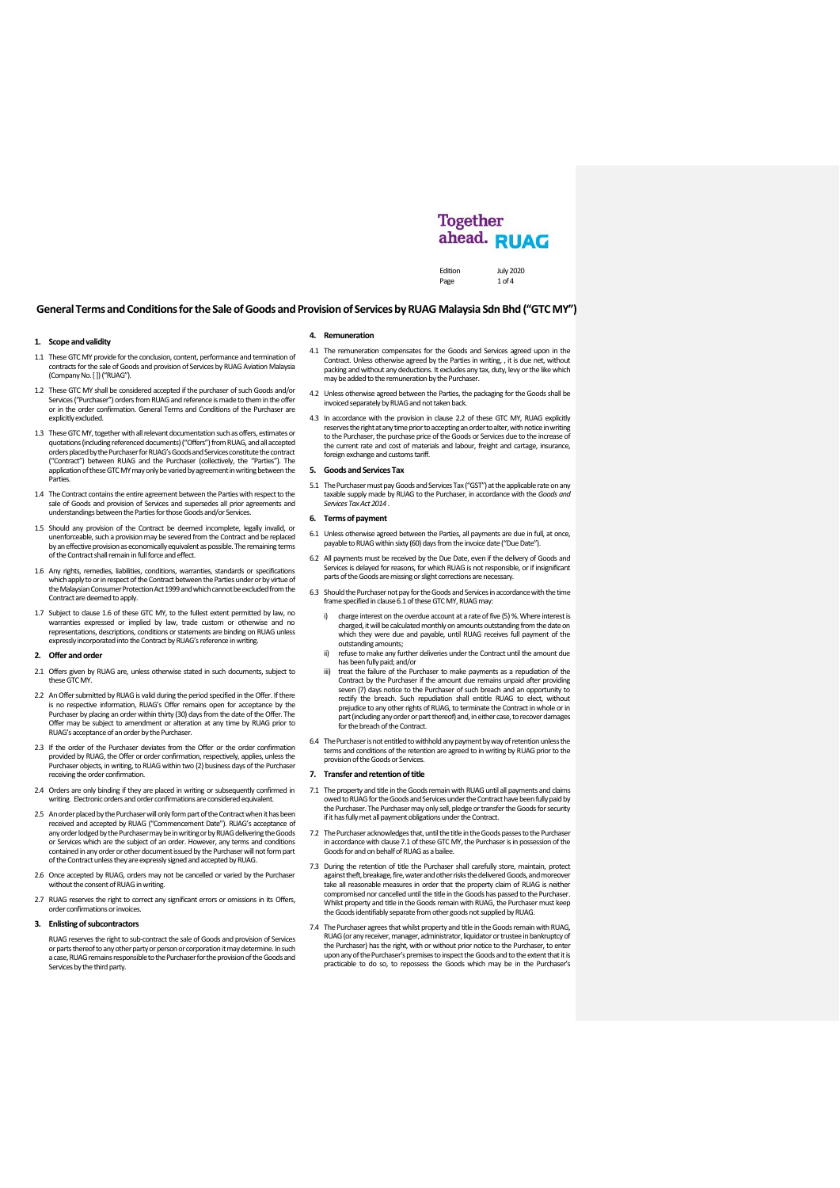# General Terms and Conditions for the Sale of Goods and Provision of Services by RUAG Malaysia Sdn Bhd ("GTC MY")

## 1. Scope and validity

1.1 These GTC MY provide for the conclusion, content, performance and termination of contracts for the sale of Goods and provision of Services by RUAG Aviation Malaysia (Company No. [ ]) ("RUAG").

1.2 These GTC MY shall be considered accepted if the purchaser of such Goods and/or Services ("Purchaser") orders from RUAG and reference is made to them in the offer or in the order confirmation. General Terms and Conditions of the Purchaser are explicitly excluded.

1.3 These GTC MY, together with all relevant documentation such as offers, estimates or quotations (including referenced documents) ("Offers") from RUAG, and all accepted orders placed by the Purchaser for RUAG's Goods and Services constitute the contract ("Contract") between RUAG and the Purchaser (collectively, the "Parties"). The application of these GTC MY may only be varied by agreement in writing between the Parties.

1.4 The Contract contains the entire agreement between the Parties with respect to the sale of Goods and provision of Services and supersedes all prior agreements and understandings between the Parties for those Goods and/or Services.

1.5 Should any provision of the Contract be deemed incomplete, legally invalid, or unenforceable, such a provision may be severed from the Contract and be replaced by an effective provision as economically equivalent as possible. The remaining terms of the Contract shall remain in full force and effect.

1.6 Any rights, remedies, liabilities, conditions, warranties, standards or specifications which apply to or in respect of the Contract between the Parties under or by virtue of the Malaysian Consumer Protection Act 1999 and which cannot be excluded from the Contract are deemed to apply.

1.7 Subject to clause 1.6 of these GTC MY, to the fullest extent permitted by law, no warranties expressed or implied by law, trade custom or otherwise and no representations, descriptions, conditions or statements are binding on RUAG unless expressly incorporated into the Contract by RUAG's reference in writing.

## 2. Offer and order

2.1 Offers given by RUAG are, unless otherwise stated in such documents, subject to these GTC MY.

2.2 An Offer submitted by RUAG is valid during the period specified in the Offer. If there is no respective information, RUAG's Offer remains open for acceptance by the Purchaser by placing an order within thirty (30) days from the date of the Offer. The Offer may be subject to amendment or alteration at any time by RUAG prior to RUAG's acceptance of an order by the Purchaser.

2.3 If the order of the Purchaser deviates from the Offer or the order confirmation provided by RUAG, the Offer or order confirmation, respectively, applies, unless the Purchaser objects, in writing, to RUAG within two (2) business days of the Purchaser receiving the order confirmation.

2.4 Orders are only binding if they are placed in writing or subsequently confirmed in writing. Electronic orders and order confirmations are considered equivalent.

2.5 An order placed by the Purchaser will only form part of the Contract when it has been received and accepted by RUAG ("Commencement Date"). RUAG's acceptance of any order lodged by the Purchaser may be in writing or by RUAG delivering the Goods or Services which are the subject of an order. However, any terms and conditions contained in any order or other document issued by the Purchaser will not form part of the Contract unless they are expressly signed and accepted by RUAG.

2.6 Once accepted by RUAG, orders may not be cancelled or varied by the Purchaser without the consent of RUAG in writing.

2.7 RUAG reserves the right to correct any significant errors or omissions in its Offers, order confirmations or invoices.

## 3. Enlisting of subcontractors

RUAG reserves the right to sub-contract the sale of Goods and provision of Services or parts thereof to any other party or person or corporation it may determine. In such a case, RUAG remains responsible to the Purchaser for the provision of the Goods and Services by the third party.

## 4. Remuneration

4.1 The remuneration compensates for the Goods and Services agreed upon in the Contract. Unless otherwise agreed by the Parties in writing, , it is due net, without packing and without any deductions. It excludes any tax, duty, levy or the like which may be added to the remuneration by the Purchaser.

4.2 Unless otherwise agreed between the Parties, the packaging for the Goods shall be invoiced separately by RUAG and not taken back.

4.3 In accordance with the provision in clause 2.2 of these GTC MY, RUAG explicitly reserves the right at any time prior to accepting an order to alter, with notice in writing to the Purchaser, the purchase price of the Goods or Services due to the increase of the current rate and cost of materials and labour, freight and cartage, insurance, foreign exchange and customs tariff.

## 5. Goods and Services Tax

5.1 The Purchaser must pay Goods and Services Tax ("GST") at the applicable rate on any taxable supply made by RUAG to the Purchaser, in accordance with the *Goods and Services Tax Act 2014* .

## 6. Terms of payment

6.1 Unless otherwise agreed between the Parties, all payments are due in full, at once, payable to RUAG within sixty (60) days from the invoice date ("Due Date").

6.2 All payments must be received by the Due Date, even if the delivery of Goods and Services is delayed for reasons, for which RUAG is not responsible, or if insignificant parts of the Goods are missing or slight corrections are necessary.

6.3 Should the Purchaser not pay for the Goods and Services in accordance with the time frame specified in clause 6.1 of these GTC MY, RUAG may:

i) charge interest on the overdue account at a rate of five (5) %. Where interest is charged, it will be calculated monthly on amounts outstanding from the date on which they were due and payable, until RUAG receives full payment of the outstanding amounts;

ii) refuse to make any further deliveries under the Contract until the amount due has been fully paid; and/or

iii) treat the failure of the Purchaser to make payments as a repudiation of the Contract by the Purchaser if the amount due remains unpaid after providing seven (7) days notice to the Purchaser of such breach and an opportunity to rectify the breach. Such repudiation shall entitle RUAG to elect, without prejudice to any other rights of RUAG, to terminate the Contract in whole or in part (including any order or part thereof) and, in either case, to recover damages for the breach of the Contract.

6.4 The Purchaser is not entitled to withhold any payment by way of retention unless the terms and conditions of the retention are agreed to in writing by RUAG prior to the provision of the Goods or Services.

## 7. Transfer and retention of title

7.1 The property and title in the Goods remain with RUAG until all payments and claims owed to RUAG for the Goods and Services under the Contract have been fully paid by the Purchaser. The Purchaser may only sell, pledge or transfer the Goods for security if it has fully met all payment obligations under the Contract.

7.2 The Purchaser acknowledges that, until the title in the Goods passes to the Purchaser in accordance with clause 7.1 of these GTC MY, the Purchaser is in possession of the Goods for and on behalf of RUAG as a bailee.

7.3 During the retention of title the Purchaser shall carefully store, maintain, protect against theft, breakage, fire, water and other risks the delivered Goods, and moreover take all reasonable measures in order that the property claim of RUAG is neither compromised nor cancelled until the title in the Goods has passed to the Purchaser. Whilst property and title in the Goods remain with RUAG, the Purchaser must keep the Goods identifiably separate from other goods not supplied by RUAG.

7.4 The Purchaser agrees that whilst property and title in the Goods remain with RUAG, RUAG (or any receiver, manager, administrator, liquidator or trustee in bankruptcy of the Purchaser) has the right, with or without prior notice to the Purchaser, to enter upon any of the Purchaser's premises to inspect the Goods and to the extent that it is practicable to do so, to repossess the Goods which may be in the Purchaser's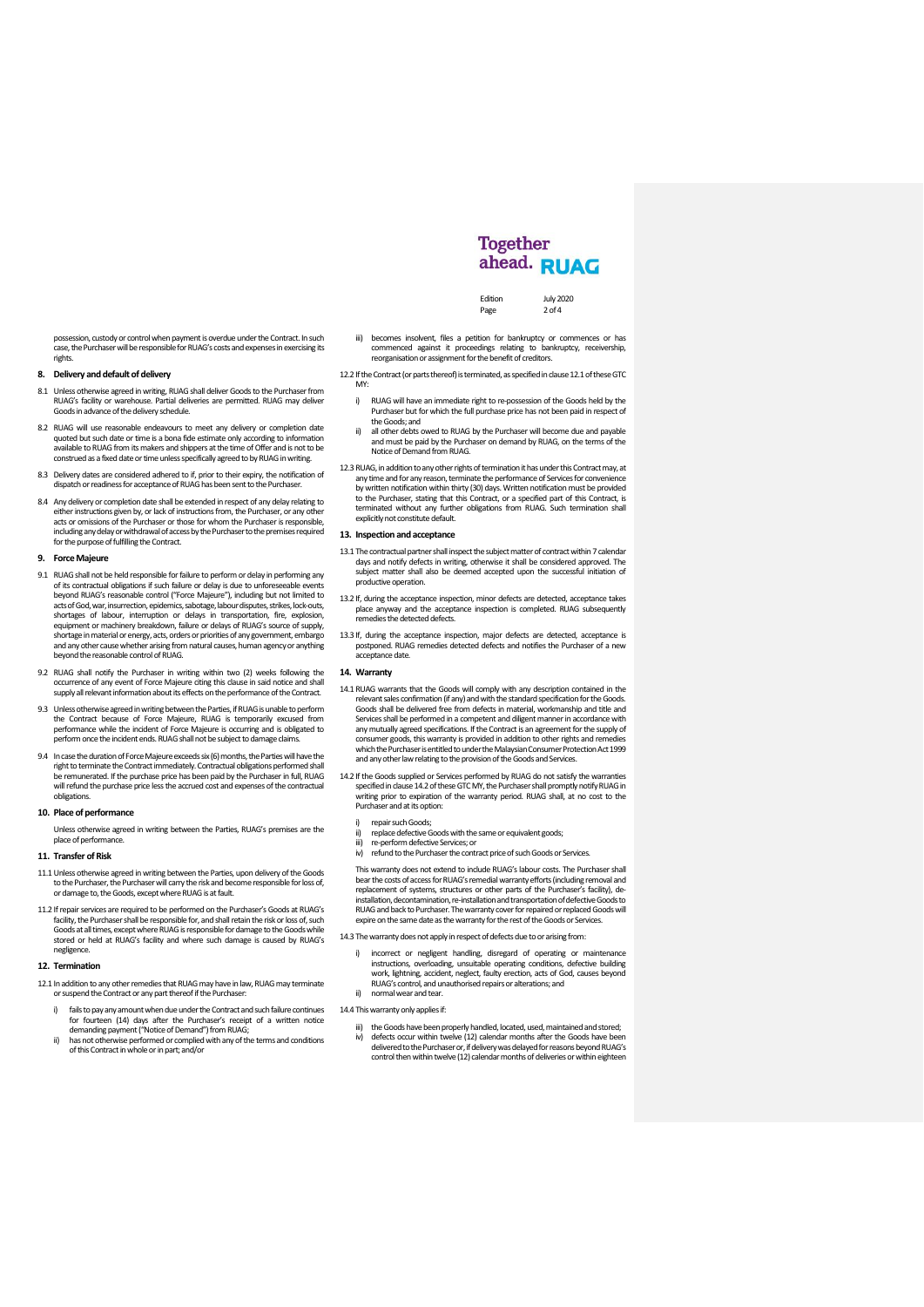possession, custody or control when payment is overdue under the Contract. In such case, the Purchaser will be responsible for RUAG's costs and expenses in exercising its rights.

## 8. Delivery and default of delivery

8.1 Unless otherwise agreed in writing, RUAG shall deliver Goods to the Purchaser from RUAG's facility or warehouse. Partial deliveries are permitted. RUAG may deliver Goods in advance of the delivery schedule.

8.2 RUAG will use reasonable endeavours to meet any delivery or completion date quoted but such date or time is a bona fide estimate only according to information available to RUAG from its makers and shippers at the time of Offer and is not to be construed as a fixed date or time unless specifically agreed to by RUAG in writing.

8.3 Delivery dates are considered adhered to if, prior to their expiry, the notification of dispatch or readiness for acceptance of RUAG has been sent to the Purchaser.

8.4 Any delivery or completion date shall be extended in respect of any delay relating to either instructions given by, or lack of instructions from, the Purchaser, or any other acts or omissions of the Purchaser or those for whom the Purchaser is responsible, including any delay or withdrawal of access by the Purchaser to the premises required for the purpose of fulfilling the Contract.

## 9. Force Majeure

9.1 RUAG shall not be held responsible for failure to perform or delay in performing any of its contractual obligations if such failure or delay is due to unforeseeable events beyond RUAG's reasonable control ("Force Majeure"), including but not limited to acts of God, war, insurrection, epidemics, sabotage, labour disputes, strikes, lock-outs, shortages of labour, interruption or delays in transportation, fire, explosion, equipment or machinery breakdown, failure or delays of RUAG's source of supply, shortage in material or energy, acts, orders or priorities of any government, embargo and any other cause whether arising from natural causes, human agency or anything beyond the reasonable control of RUAG.

9.2 RUAG shall notify the Purchaser in writing within two (2) weeks following the occurrence of any event of Force Majeure citing this clause in said notice and shall supply all relevant information about its effects on the performance of the Contract.

9.3 Unless otherwise agreed in writing between the Parties, if RUAG is unable to perform the Contract because of Force Majeure, RUAG is temporarily excused from performance while the incident of Force Majeure is occurring and is obligated to perform once the incident ends. RUAG shall not be subject to damage claims.

9.4 In case the duration of Force Majeure exceeds six (6) months, the Parties will have the right to terminate the Contract immediately. Contractual obligations performed shall be remunerated. If the purchase price has been paid by the Purchaser in full, RUAG will refund the purchase price less the accrued cost and expenses of the contractual obligations.

## 10. Place of performance

Unless otherwise agreed in writing between the Parties, RUAG's premises are the place of performance.

## 11. Transfer of Risk

11.1 Unless otherwise agreed in writing between the Parties, upon delivery of the Goods to the Purchaser, the Purchaser will carry the risk and become responsible for loss of, or damage to, the Goods, except where RUAG is at fault.

11.2 If repair services are required to be performed on the Purchaser's Goods at RUAG's facility, the Purchaser shall be responsible for, and shall retain the risk or loss of, such Goods at all times, except where RUAG is responsible for damage to the Goods while stored or held at RUAG's facility and where such damage is caused by RUAG's negligence.

## 12. Termination

12.1 In addition to any other remedies that RUAG may have in law, RUAG may terminate or suspend the Contract or any part thereof if the Purchaser:

i) fails to pay any amount when due under the Contract and such failure continues for fourteen (14) days after the Purchaser's receipt of a written notice demanding payment ("Notice of Demand") from RUAG;
ii) has not otherwise performed or complied with any of the terms and conditions of this Contract in whole or in part; and/or
iii) becomes insolvent, files a petition for bankruptcy or commences or has commenced against it proceedings relating to bankruptcy, receivership, reorganisation or assignment for the benefit of creditors.

12.2 If the Contract (or parts thereof) is terminated, as specified in clause 12.1 of these GTC MY:

i) RUAG will have an immediate right to re-possession of the Goods held by the Purchaser but for which the full purchase price has not been paid in respect of the Goods; and
ii) all other debts owed to RUAG by the Purchaser will become due and payable and must be paid by the Purchaser on demand by RUAG, on the terms of the Notice of Demand from RUAG.

12.3 RUAG, in addition to any other rights of termination it has under this Contract may, at any time and for any reason, terminate the performance of Services for convenience by written notification within thirty (30) days. Written notification must be provided to the Purchaser, stating that this Contract, or a specified part of this Contract, is terminated without any further obligations from RUAG. Such termination shall explicitly not constitute default.

## 13. Inspection and acceptance

13.1 The contractual partner shall inspect the subject matter of contract within 7 calendar days and notify defects in writing, otherwise it shall be considered approved. The subject matter shall also be deemed accepted upon the successful initiation of productive operation.

13.2 If, during the acceptance inspection, minor defects are detected, acceptance takes place anyway and the acceptance inspection is completed. RUAG subsequently remedies the detected defects.

13.3 If, during the acceptance inspection, major defects are detected, acceptance is postponed. RUAG remedies detected defects and notifies the Purchaser of a new acceptance date.

## 14. Warranty

14.1 RUAG warrants that the Goods will comply with any description contained in the relevant sales confirmation (if any) and with the standard specification for the Goods. Goods shall be delivered free from defects in material, workmanship and title and Services shall be performed in a competent and diligent manner in accordance with any mutually agreed specifications. If the Contract is an agreement for the supply of consumer goods, this warranty is provided in addition to other rights and remedies which the Purchaser is entitled to under the Malaysian Consumer Protection Act 1999 and any other law relating to the provision of the Goods and Services.

14.2 If the Goods supplied or Services performed by RUAG do not satisfy the warranties specified in clause 14.2 of these GTC MY, the Purchaser shall promptly notify RUAG in writing prior to expiration of the warranty period. RUAG shall, at no cost to the Purchaser and at its option:

i) repair such Goods;
ii) replace defective Goods with the same or equivalent goods;
iii) re-perform defective Services; or
iv) refund to the Purchaser the contract price of such Goods or Services.

This warranty does not extend to include RUAG's labour costs. The Purchaser shall bear the costs of access for RUAG's remedial warranty efforts (including removal and replacement of systems, structures or other parts of the Purchaser's facility), de-installation, decontamination, re-installation and transportation of defective Goods to RUAG and back to Purchaser. The warranty cover for repaired or replaced Goods will expire on the same date as the warranty for the rest of the Goods or Services.

14.3 The warranty does not apply in respect of defects due to or arising from:

i) incorrect or negligent handling, disregard of operating or maintenance instructions, overloading, unsuitable operating conditions, defective building work, lightning, accident, neglect, faulty erection, acts of God, causes beyond RUAG's control, and unauthorised repairs or alterations; and
ii) normal wear and tear.

14.4 This warranty only applies if:

iii) the Goods have been properly handled, located, used, maintained and stored;
iv) defects occur within twelve (12) calendar months after the Goods have been delivered to the Purchaser or, if delivery was delayed for reasons beyond RUAG's control then within twelve (12) calendar months of deliveries or within eighteen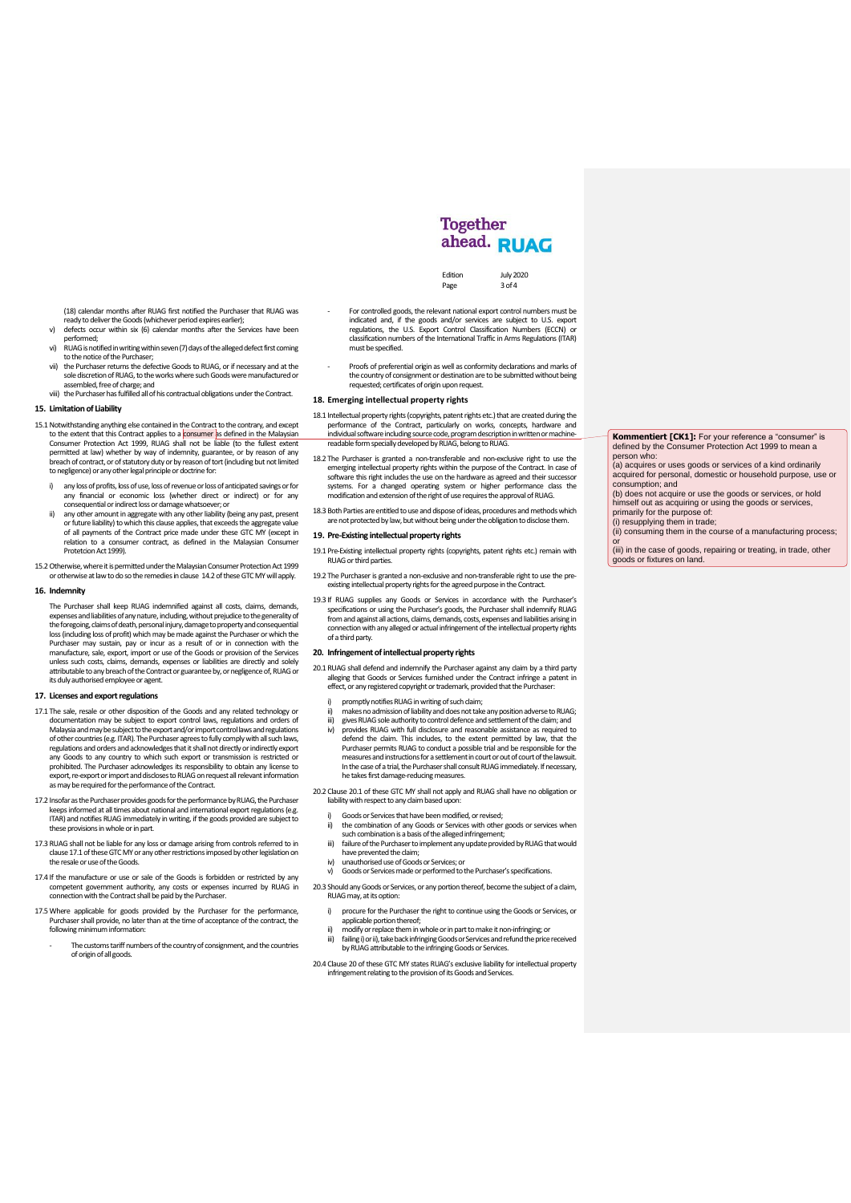(18) calendar months after RUAG first notified the Purchaser that RUAG was ready to deliver the Goods (whichever period expires earlier);

v) defects occur within six (6) calendar months after the Services have been performed;

vi) RUAG is notified in writing within seven (7) days of the alleged defect first coming to the notice of the Purchaser;

vii) the Purchaser returns the defective Goods to RUAG, or if necessary and at the sole discretion of RUAG, to the works where such Goods were manufactured or assembled, free of charge; and

viii) the Purchaser has fulfilled all of his contractual obligations under the Contract.

## 15. Limitation of Liability

15.1 Notwithstanding anything else contained in the Contract to the contrary, and except to the extent that this Contract applies to a consumer as defined in the Malaysian Consumer Protection Act 1999, RUAG shall not be liable (to the fullest extent permitted at law) whether by way of indemnity, guarantee, or by reason of any breach of contract, or of statutory duty or by reason of tort (including but not limited to negligence) or any other legal principle or doctrine for:

i) any loss of profits, loss of use, loss of revenue or loss of anticipated savings or for any financial or economic loss (whether direct or indirect) or for any consequential or indirect loss or damage whatsoever; or

ii) any other amount in aggregate with any other liability (being any past, present or future liability) to which this clause applies, that exceeds the aggregate value of all payments of the Contract price made under these GTC MY (except in relation to a consumer contract, as defined in the Malaysian Consumer Protetcion Act 1999).

15.2 Otherwise, where it is permitted under the Malaysian Consumer Protection Act 1999 or otherwise at law to do so the remedies in clause 14.2 of these GTC MY will apply.

## 16. Indemnity

The Purchaser shall keep RUAG indemnified against all costs, claims, demands, expenses and liabilities of any nature, including, without prejudice to the generality of the foregoing, claims of death, personal injury, damage to property and consequential loss (including loss of profit) which may be made against the Purchaser or which the Purchaser may sustain, pay or incur as a result of or in connection with the manufacture, sale, export, import or use of the Goods or provision of the Services unless such costs, claims, demands, expenses or liabilities are directly and solely attributable to any breach of the Contract or guarantee by, or negligence of, RUAG or its duly authorised employee or agent.

## 17. Licenses and export regulations

17.1 The sale, resale or other disposition of the Goods and any related technology or documentation may be subject to export control laws, regulations and orders of Malaysia and may be subject to the export and/or import control laws and regulations of other countries (e.g. ITAR). The Purchaser agrees to fully comply with all such laws, regulations and orders and acknowledges that it shall not directly or indirectly export any Goods to any country to which such export or transmission is restricted or prohibited. The Purchaser acknowledges its responsibility to obtain any license to export, re-export or import and discloses to RUAG on request all relevant information as may be required for the performance of the Contract.

17.2 Insofar as the Purchaser provides goods for the performance by RUAG, the Purchaser keeps informed at all times about national and international export regulations (e.g. ITAR) and notifies RUAG immediately in writing, if the goods provided are subject to these provisions in whole or in part.

17.3 RUAG shall not be liable for any loss or damage arising from controls referred to in clause 17.1 of these GTC MY or any other restrictions imposed by other legislation on the resale or use of the Goods.

17.4 If the manufacture or use or sale of the Goods is forbidden or restricted by any competent government authority, any costs or expenses incurred by RUAG in connection with the Contract shall be paid by the Purchaser.

17.5 Where applicable for goods provided by the Purchaser for the performance, Purchaser shall provide, no later than at the time of acceptance of the contract, the following minimum information:

- The customs tariff numbers of the country of consignment, and the countries of origin of all goods.
- For controlled goods, the relevant national export control numbers must be indicated and, if the goods and/or services are subject to U.S. export regulations, the U.S. Export Control Classification Numbers (ECCN) or classification numbers of the International Traffic in Arms Regulations (ITAR) must be specified.
- Proofs of preferential origin as well as conformity declarations and marks of the country of consignment or destination are to be submitted without being requested; certificates of origin upon request.

## 18. Emerging intellectual property rights

18.1 Intellectual property rights (copyrights, patent rights etc.) that are created during the performance of the Contract, particularly on works, concepts, hardware and individual software including source code, program description in written or machine-readable form specially developed by RUAG, belong to RUAG.

18.2 The Purchaser is granted a non-transferable and non-exclusive right to use the emerging intellectual property rights within the purpose of the Contract. In case of software this right includes the use on the hardware as agreed and their successor systems. For a changed operating system or higher performance class the modification and extension of the right of use requires the approval of RUAG.

18.3 Both Parties are entitled to use and dispose of ideas, procedures and methods which are not protected by law, but without being under the obligation to disclose them.

## 19. Pre-Existing intellectual property rights

19.1 Pre-Existing intellectual property rights (copyrights, patent rights etc.) remain with RUAG or third parties.

19.2 The Purchaser is granted a non-exclusive and non-transferable right to use the pre-existing intellectual property rights for the agreed purpose in the Contract.

19.3 If RUAG supplies any Goods or Services in accordance with the Purchaser's specifications or using the Purchaser's goods, the Purchaser shall indemnify RUAG from and against all actions, claims, demands, costs, expenses and liabilities arising in connection with any alleged or actual infringement of the intellectual property rights of a third party.

## 20. Infringement of intellectual property rights

20.1 RUAG shall defend and indemnify the Purchaser against any claim by a third party alleging that Goods or Services furnished under the Contract infringe a patent in effect, or any registered copyright or trademark, provided that the Purchaser:

i) promptly notifies RUAG in writing of such claim;

ii) makes no admission of liability and does not take any position adverse to RUAG;

iii) gives RUAG sole authority to control defence and settlement of the claim; and

iv) provides RUAG with full disclosure and reasonable assistance as required to defend the claim. This includes, to the extent permitted by law, that the Purchaser permits RUAG to conduct a possible trial and be responsible for the measures and instructions for a settlement in court or out of court of the lawsuit. In the case of a trial, the Purchaser shall consult RUAG immediately. If necessary, he takes first damage-reducing measures.

20.2 Clause 20.1 of these GTC MY shall not apply and RUAG shall have no obligation or liability with respect to any claim based upon:

i) Goods or Services that have been modified, or revised;

ii) the combination of any Goods or Services with other goods or services when such combination is a basis of the alleged infringement;

iii) failure of the Purchaser to implement any update provided by RUAG that would have prevented the claim;

iv) unauthorised use of Goods or Services; or

v) Goods or Services made or performed to the Purchaser's specifications.

20.3 Should any Goods or Services, or any portion thereof, become the subject of a claim, RUAG may, at its option:

i) procure for the Purchaser the right to continue using the Goods or Services, or applicable portion thereof;

ii) modify or replace them in whole or in part to make it non-infringing; or

iii) failing i) or ii), take back infringing Goods or Services and refund the price received by RUAG attributable to the infringing Goods or Services.

20.4 Clause 20 of these GTC MY states RUAG's exclusive liability for intellectual property infringement relating to the provision of its Goods and Services.

**Kommentiert [CK1]:** For your reference a "consumer" is defined by the Consumer Protection Act 1999 to mean a person who:
(a) acquires or uses goods or services of a kind ordinarily acquired for personal, domestic or household purpose, use or consumption; and
(b) does not acquire or use the goods or services, or hold himself out as acquiring or using the goods or services, primarily for the purpose of:
(i) resupplying them in trade;
(ii) consuming them in the course of a manufacturing process; or
(iii) in the case of goods, repairing or treating, in trade, other goods or fixtures on land.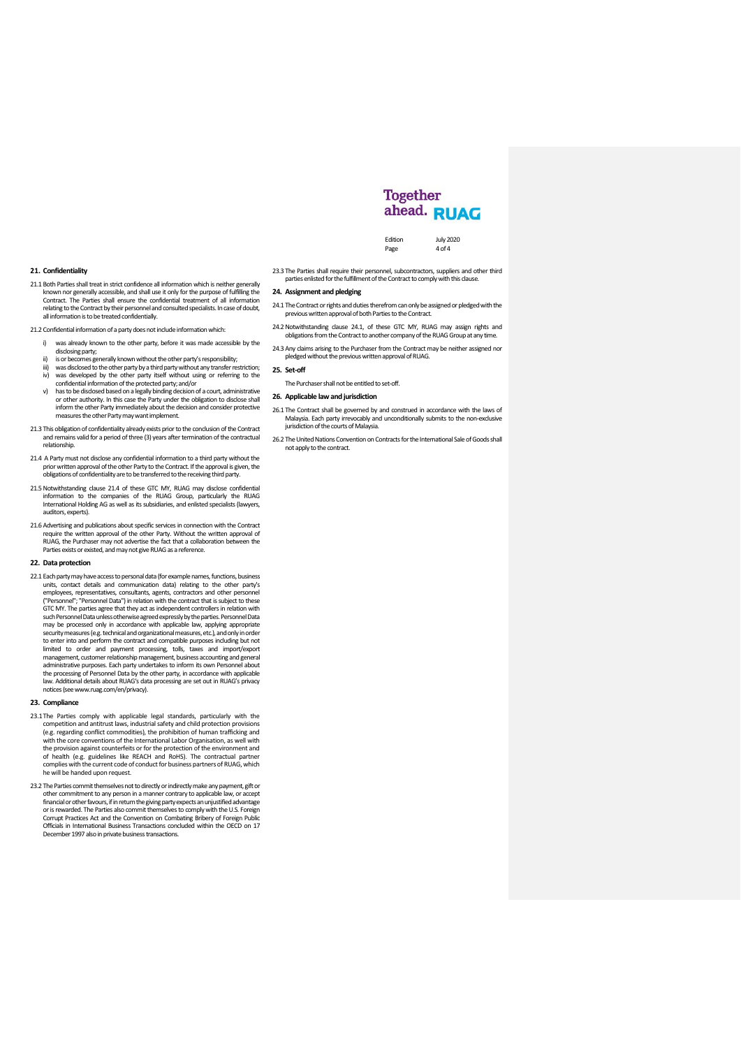## 21. Confidentiality

21.1 Both Parties shall treat in strict confidence all information which is neither generally known nor generally accessible, and shall use it only for the purpose of fulfilling the Contract. The Parties shall ensure the confidential treatment of all information relating to the Contract by their personnel and consulted specialists. In case of doubt, all information is to be treated confidentially.

21.2 Confidential information of a party does not include information which:

i) was already known to the other party, before it was made accessible by the disclosing party;
ii) is or becomes generally known without the other party's responsibility;
iii) was disclosed to the other party by a third party without any transfer restriction;
iv) was developed by the other party itself without using or referring to the confidential information of the protected party; and/or
v) has to be disclosed based on a legally binding decision of a court, administrative or other authority. In this case the Party under the obligation to disclose shall inform the other Party immediately about the decision and consider protective measures the other Party may want implement.

21.3 This obligation of confidentiality already exists prior to the conclusion of the Contract and remains valid for a period of three (3) years after termination of the contractual relationship.

21.4 A Party must not disclose any confidential information to a third party without the prior written approval of the other Party to the Contract. If the approval is given, the obligations of confidentiality are to be transferred to the receiving third party.

21.5 Notwithstanding clause 21.4 of these GTC MY, RUAG may disclose confidential information to the companies of the RUAG Group, particularly the RUAG International Holding AG as well as its subsidiaries, and enlisted specialists (lawyers, auditors, experts).

21.6 Advertising and publications about specific services in connection with the Contract require the written approval of the other Party. Without the written approval of RUAG, the Purchaser may not advertise the fact that a collaboration between the Parties exists or existed, and may not give RUAG as a reference.

## 22. Data protection

22.1 Each party may have access to personal data (for example names, functions, business units, contact details and communication data) relating to the other party's employees, representatives, consultants, agents, contractors and other personnel ("Personnel"; "Personnel Data") in relation with the contract that is subject to these GTC MY. The parties agree that they act as independent controllers in relation with such Personnel Data unless otherwise agreed expressly by the parties. Personnel Data may be processed only in accordance with applicable law, applying appropriate security measures (e.g. technical and organizational measures, etc.), and only in order to enter into and perform the contract and compatible purposes including but not limited to order and payment processing, tolls, taxes and import/export management, customer relationship management, business accounting and general administrative purposes. Each party undertakes to inform its own Personnel about the processing of Personnel Data by the other party, in accordance with applicable law. Additional details about RUAG's data processing are set out in RUAG's privacy notices (see www.ruag.com/en/privacy).

## 23. Compliance

23.1 The Parties comply with applicable legal standards, particularly with the competition and antitrust laws, industrial safety and child protection provisions (e.g. regarding conflict commodities), the prohibition of human trafficking and with the core conventions of the International Labor Organisation, as well with the provision against counterfeits or for the protection of the environment and of health (e.g. guidelines like REACH and RoHS). The contractual partner complies with the current code of conduct for business partners of RUAG, which he will be handed upon request.

23.2 The Parties commit themselves not to directly or indirectly make any payment, gift or other commitment to any person in a manner contrary to applicable law, or accept financial or other favours, if in return the giving party expects an unjustified advantage or is rewarded. The Parties also commit themselves to comply with the U.S. Foreign Corrupt Practices Act and the Convention on Combating Bribery of Foreign Public Officials in International Business Transactions concluded within the OECD on 17 December 1997 also in private business transactions.

23.3 The Parties shall require their personnel, subcontractors, suppliers and other third parties enlisted for the fulfillment of the Contract to comply with this clause.

## 24. Assignment and pledging

24.1 The Contract or rights and duties therefrom can only be assigned or pledged with the previous written approval of both Parties to the Contract.

24.2 Notwithstanding clause 24.1, of these GTC MY, RUAG may assign rights and obligations from the Contract to another company of the RUAG Group at any time.

24.3 Any claims arising to the Purchaser from the Contract may be neither assigned nor pledged without the previous written approval of RUAG.

## 25. Set-off

The Purchaser shall not be entitled to set-off.

## 26. Applicable law and jurisdiction

26.1 The Contract shall be governed by and construed in accordance with the laws of Malaysia. Each party irrevocably and unconditionally submits to the non-exclusive jurisdiction of the courts of Malaysia.

26.2 The United Nations Convention on Contracts for the International Sale of Goods shall not apply to the contract.